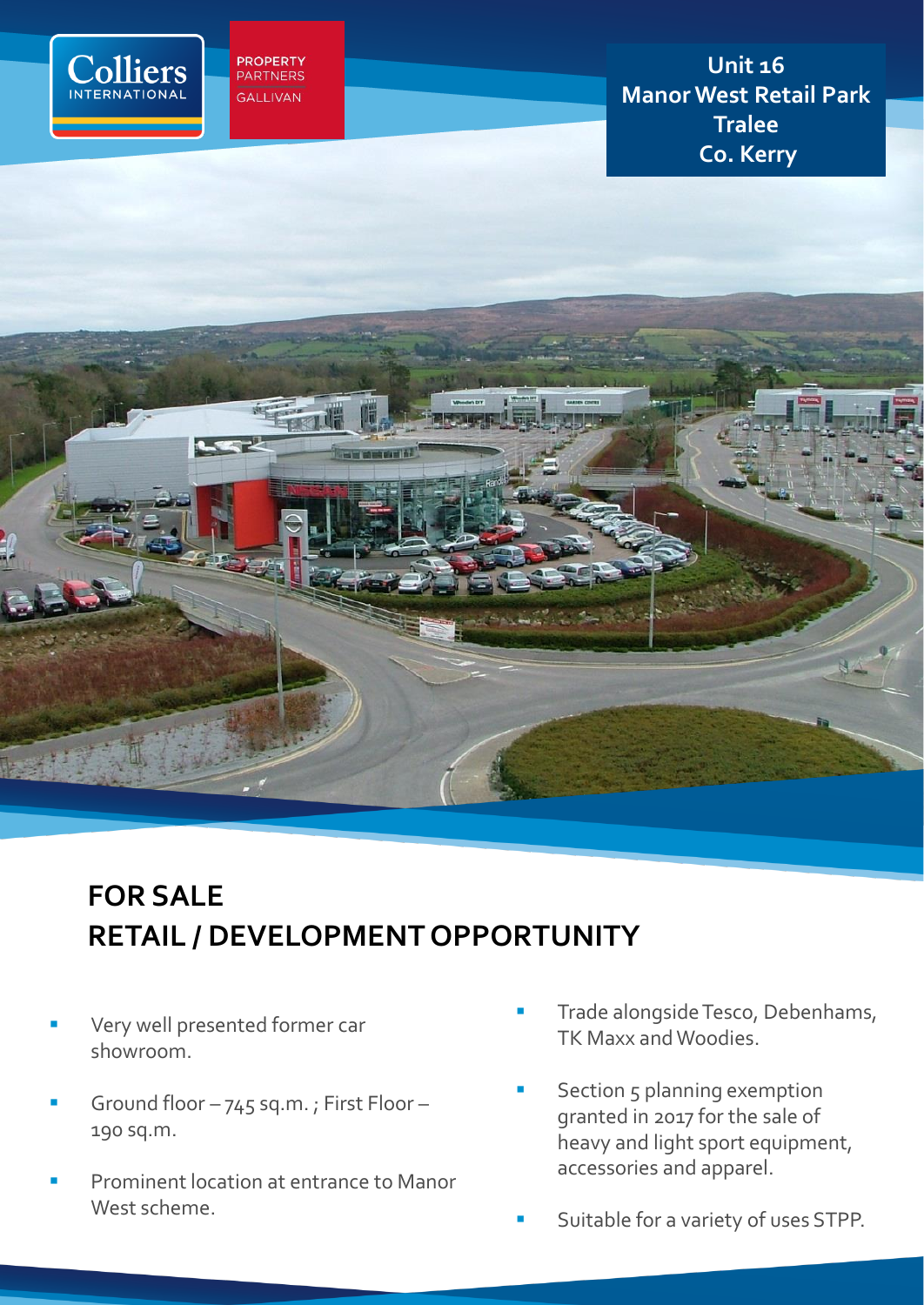Colliers INTERNATIONAL

PROPERTY PARTNERS GALLIVAN

# Unit 16 Manor West Retail Park Tralee Co. Kerry

## FOR SALE
## RETAIL / DEVELOPMENT OPPORTUNITY

- Very well presented former car showroom.
- Ground floor – 745 sq.m. ; First Floor – 190 sq.m.
- Prominent location at entrance to Manor West scheme.
- Trade alongside Tesco, Debenhams, TK Maxx and Woodies.
- Section 5 planning exemption granted in 2017 for the sale of heavy and light sport equipment, accessories and apparel.
- Suitable for a variety of uses STPP.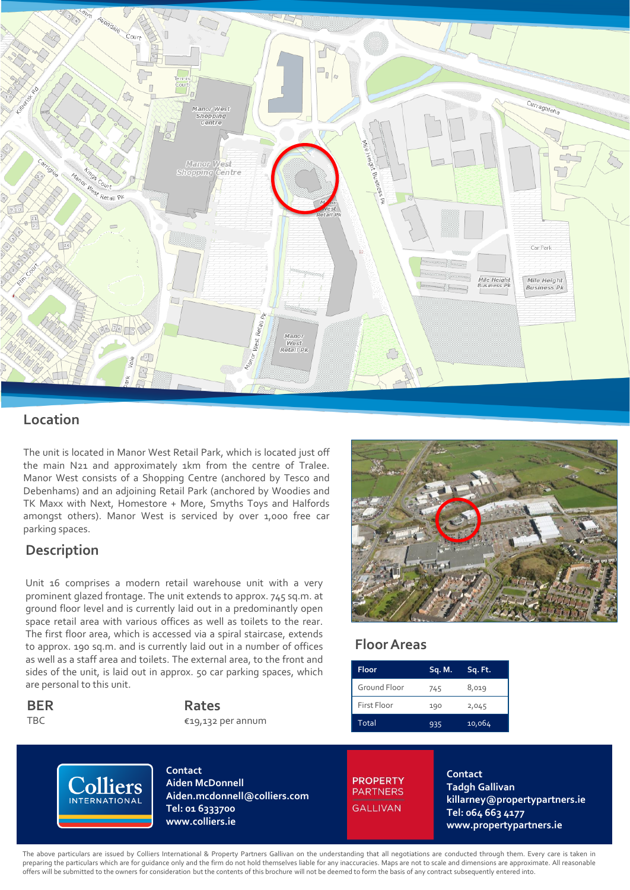## Location

The unit is located in Manor West Retail Park, which is located just off the main N21 and approximately 1km from the centre of Tralee. Manor West consists of a Shopping Centre (anchored by Tesco and Debenhams) and an adjoining Retail Park (anchored by Woodies and TK Maxx with Next, Homestore + More, Smyths Toys and Halfords amongst others). Manor West is serviced by over 1,000 free car parking spaces.

## Description

Unit 16 comprises a modern retail warehouse unit with a very prominent glazed frontage. The unit extends to approx. 745 sq.m. at ground floor level and is currently laid out in a predominantly open space retail area with various offices as well as toilets to the rear. The first floor area, which is accessed via a spiral staircase, extends to approx. 190 sq.m. and is currently laid out in a number of offices as well as a staff area and toilets. The external area, to the front and sides of the unit, is laid out in approx. 50 car parking spaces, which are personal to this unit.

## BER

TBC

## Rates

€19,132 per annum

## Floor Areas

| Floor | Sq. M. | Sq. Ft. |
|---|---|---|
| Ground Floor | 745 | 8,019 |
| First Floor | 190 | 2,045 |
| Total | 935 | 10,064 |

Colliers INTERNATIONAL

**Contact**
**Aiden McDonnell**
**Aiden.mcdonnell@colliers.com**
**Tel: 01 6333700**
**www.colliers.ie**

PROPERTY PARTNERS GALLIVAN

**Contact**
**Tadgh Gallivan**
**killarney@propertypartners.ie**
**Tel: 064 663 4177**
**www.propertypartners.ie**

The above particulars are issued by Colliers International & Property Partners Gallivan on the understanding that all negotiations are conducted through them. Every care is taken in preparing the particulars which are for guidance only and the firm do not hold themselves liable for any inaccuracies. Maps are not to scale and dimensions are approximate. All reasonable offers will be submitted to the owners for consideration but the contents of this brochure will not be deemed to form the basis of any contract subsequently entered into.